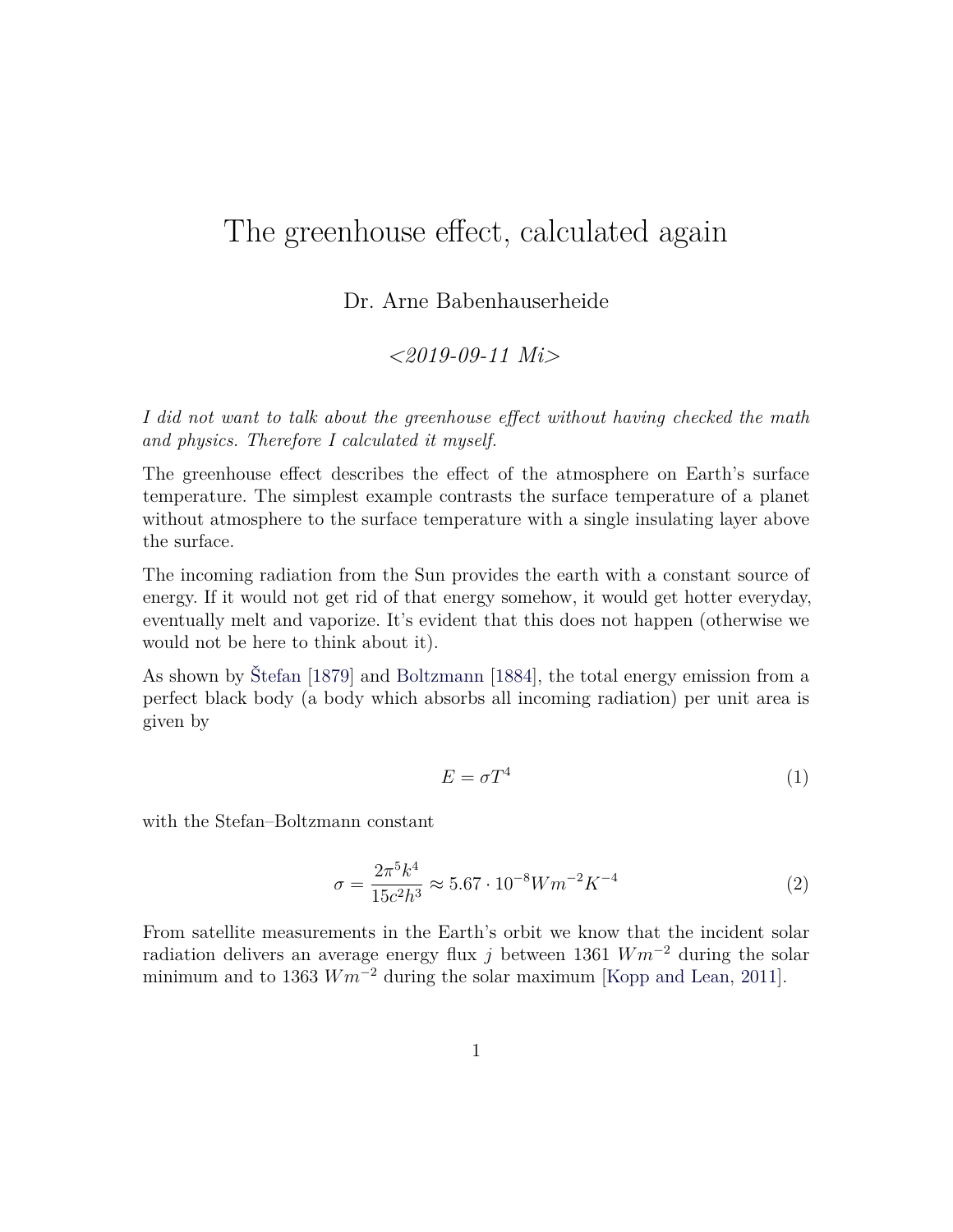# The greenhouse effect, calculated again

Dr. Arne Babenhauserheide

*<2019-09-11 Mi>*

*I did not want to talk about the greenhouse effect without having checked the math and physics. Therefore I calculated it myself.*

The greenhouse effect describes the effect of the atmosphere on Earth's surface temperature. The simplest example contrasts the surface temperature of a planet without atmosphere to the surface temperature with a single insulating layer above the surface.

The incoming radiation from the Sun provides the earth with a constant source of energy. If it would not get rid of that energy somehow, it would get hotter everyday, eventually melt and vaporize. It's evident that this does not happen (otherwise we would not be here to think about it).

As shown by Štefan [1879] and Boltzmann [1884], the total energy emission from a perfect black body (a body which absorbs all incoming radiation) per unit area is given by

$$E = \sigma T^4 \tag{1}$$

with the Stefan–Boltzmann constant

$$\sigma = \frac{2\pi^5 k^4}{15c^2h^3} \approx 5.67 \cdot 10^{-8} W m^{-2} K^{-4} \tag{2}$$

From satellite measurements in the Earth's orbit we know that the incident solar radiation delivers an average energy flux $j$ between 1361 $Wm^{-2}$ during the solar minimum and to 1363 $Wm^{-2}$ during the solar maximum [Kopp and Lean, 2011].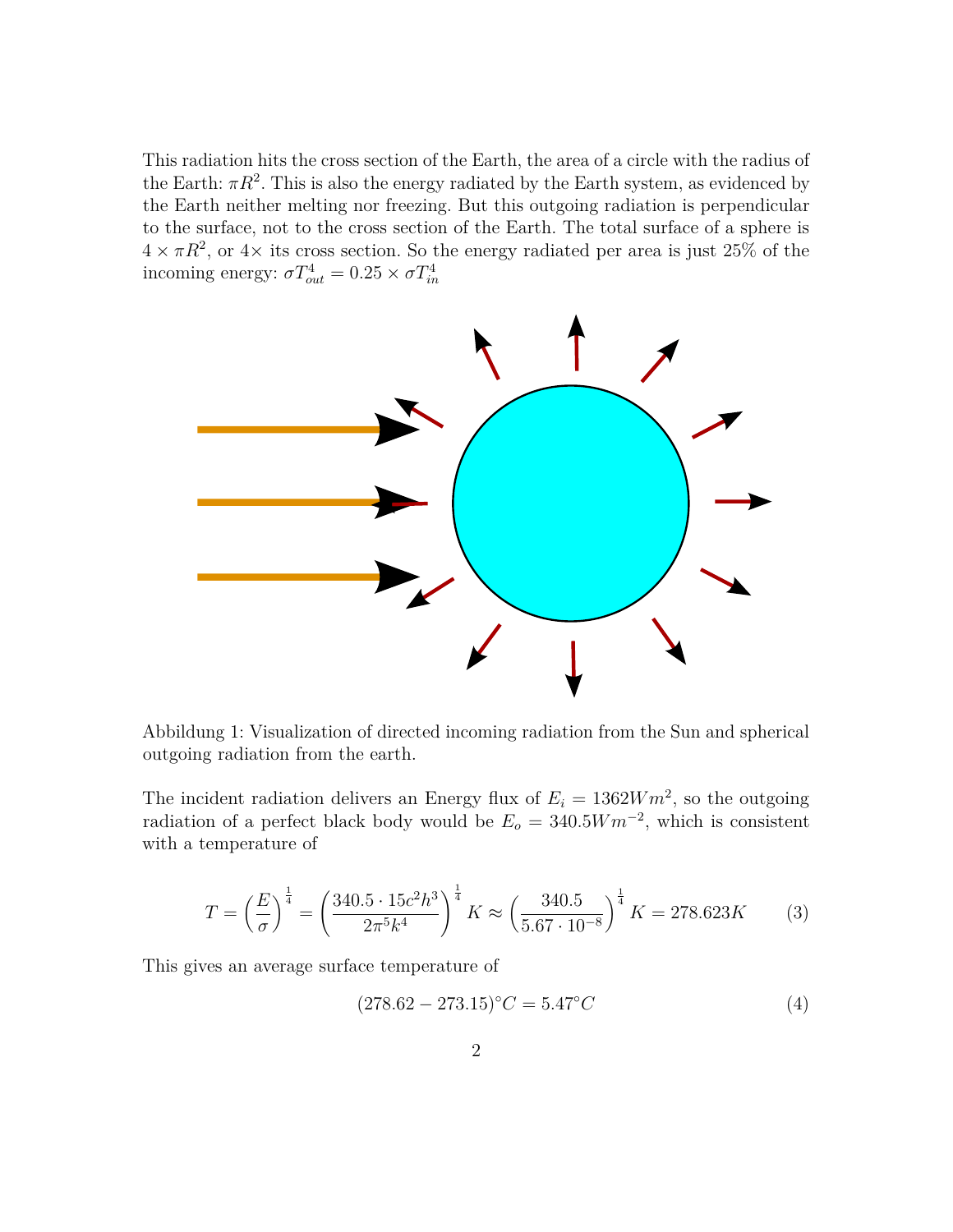This radiation hits the cross section of the Earth, the area of a circle with the radius of the Earth: $\pi R^2$. This is also the energy radiated by the Earth system, as evidenced by the Earth neither melting nor freezing. But this outgoing radiation is perpendicular to the surface, not to the cross section of the Earth. The total surface of a sphere is $4 \times \pi R^2$, or $4\times$ its cross section. So the energy radiated per area is just 25% of the incoming energy: $\sigma T_{out}^4 = 0.25 \times \sigma T_{in}^4$

Abbildung 1: Visualization of directed incoming radiation from the Sun and spherical outgoing radiation from the earth.

The incident radiation delivers an Energy flux of $E_i = 1362 W m^2$, so the outgoing radiation of a perfect black body would be $E_o = 340.5 W m^{-2}$, which is consistent with a temperature of

$$T = \left(\frac{E}{\sigma}\right)^{\frac{1}{4}} = \left(\frac{340.5 \cdot 15 c^2 h^3}{2\pi^5 k^4}\right)^{\frac{1}{4}} K \approx \left(\frac{340.5}{5.67 \cdot 10^{-8}}\right)^{\frac{1}{4}} K = 278.623 K \tag{3}$$

This gives an average surface temperature of

$$(278.62 - 273.15)^{\circ}C = 5.47^{\circ}C \tag{4}$$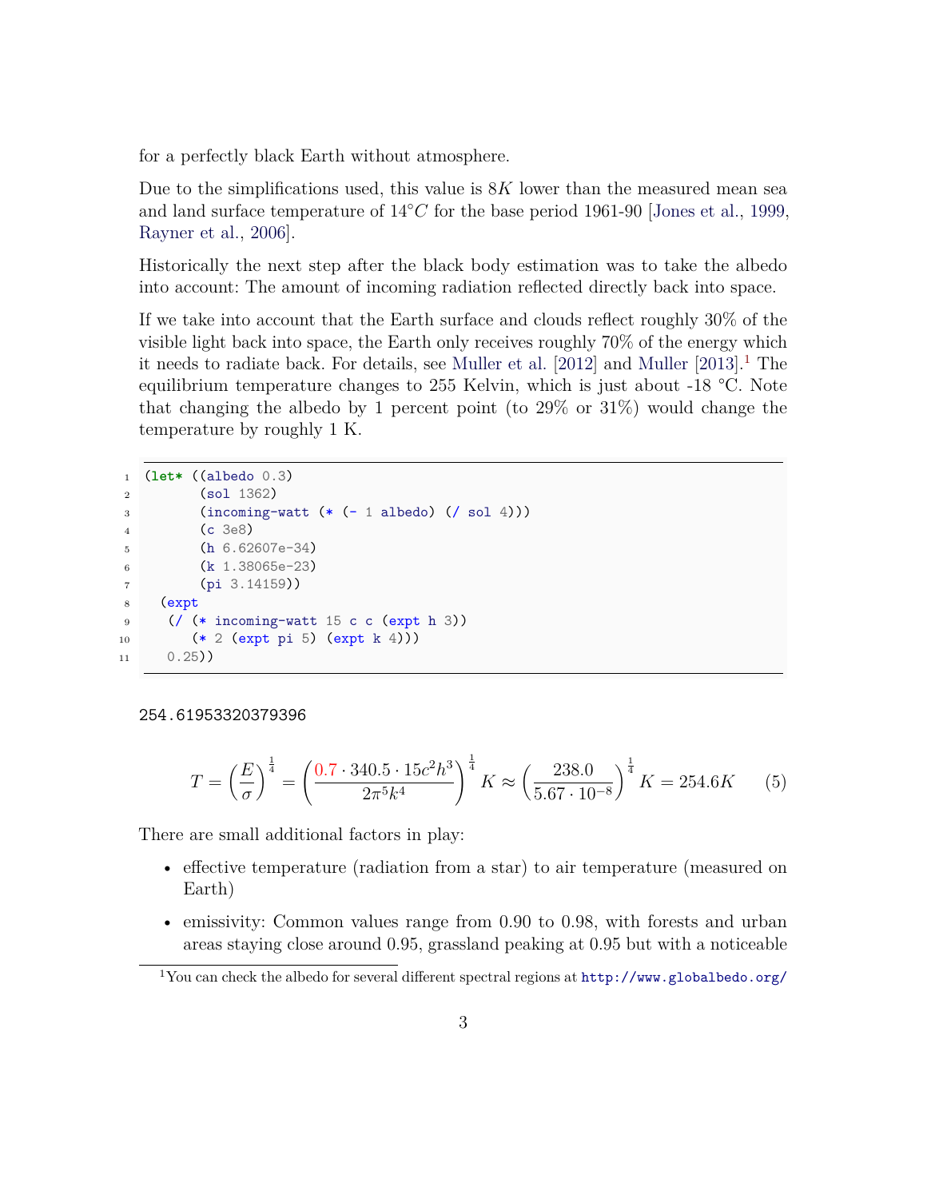for a perfectly black Earth without atmosphere.

Due to the simplifications used, this value is $8K$ lower than the measured mean sea and land surface temperature of $14°C$ for the base period 1961-90 [Jones et al., 1999, Rayner et al., 2006].

Historically the next step after the black body estimation was to take the albedo into account: The amount of incoming radiation reflected directly back into space.

If we take into account that the Earth surface and clouds reflect roughly 30% of the visible light back into space, the Earth only receives roughly 70% of the energy which it needs to radiate back. For details, see Muller et al. [2012] and Muller [2013].[1] The equilibrium temperature changes to 255 Kelvin, which is just about -18 °C. Note that changing the albedo by 1 percent point (to 29% or 31%) would change the temperature by roughly 1 K.

```
(let* ((albedo 0.3)
       (sol 1362)
       (incoming-watt (* (- 1 albedo) (/ sol 4)))
       (c 3e8)
       (h 6.62607e-34)
       (k 1.38065e-23)
       (pi 3.14159))
  (expt
   (/ (* incoming-watt 15 c c (expt h 3))
      (* 2 (expt pi 5) (expt k 4)))
   0.25))
```

254.61953320379396

$$T = \left(\frac{E}{\sigma}\right)^{\frac{1}{4}} = \left(\frac{0.7 \cdot 340.5 \cdot 15c^2h^3}{2\pi^5k^4}\right)^{\frac{1}{4}} K \approx \left(\frac{238.0}{5.67 \cdot 10^{-8}}\right)^{\frac{1}{4}} K = 254.6K \qquad (5)$$

There are small additional factors in play:

- effective temperature (radiation from a star) to air temperature (measured on Earth)
- emissivity: Common values range from 0.90 to 0.98, with forests and urban areas staying close around 0.95, grassland peaking at 0.95 but with a noticeable

[1] You can check the albedo for several different spectral regions at http://www.globalbedo.org/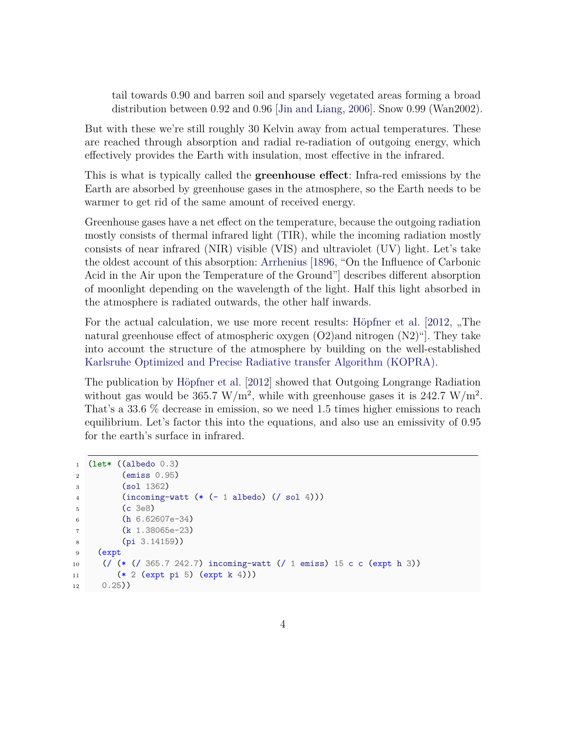tail towards 0.90 and barren soil and sparsely vegetated areas forming a broad distribution between 0.92 and 0.96 [Jin and Liang, 2006]. Snow 0.99 (Wan2002).

But with these we're still roughly 30 Kelvin away from actual temperatures. These are reached through absorption and radial re-radiation of outgoing energy, which effectively provides the Earth with insulation, most effective in the infrared.

This is what is typically called the **greenhouse effect**: Infra-red emissions by the Earth are absorbed by greenhouse gases in the atmosphere, so the Earth needs to be warmer to get rid of the same amount of received energy.

Greenhouse gases have a net effect on the temperature, because the outgoing radiation mostly consists of thermal infrared light (TIR), while the incoming radiation mostly consists of near infrared (NIR) visible (VIS) and ultraviolet (UV) light. Let's take the oldest account of this absorption: Arrhenius [1896, "On the Influence of Carbonic Acid in the Air upon the Temperature of the Ground"] describes different absorption of moonlight depending on the wavelength of the light. Half this light absorbed in the atmosphere is radiated outwards, the other half inwards.

For the actual calculation, we use more recent results: Höpfner et al. [2012, „The natural greenhouse effect of atmospheric oxygen (O2)and nitrogen (N2)"]. They take into account the structure of the atmosphere by building on the well-established Karlsruhe Optimized and Precise Radiative transfer Algorithm (KOPRA).

The publication by Höpfner et al. [2012] showed that Outgoing Longrange Radiation without gas would be 365.7 $W/m^2$, while with greenhouse gases it is 242.7 $W/m^2$. That's a 33.6 % decrease in emission, so we need 1.5 times higher emissions to reach equilibrium. Let's factor this into the equations, and also use an emissivity of 0.95 for the earth's surface in infrared.

```
(let* ((albedo 0.3)
       (emiss 0.95)
       (sol 1362)
       (incoming-watt (* (- 1 albedo) (/ sol 4)))
       (c 3e8)
       (h 6.62607e-34)
       (k 1.38065e-23)
       (pi 3.14159))
  (expt
   (/ (* (/ 365.7 242.7) incoming-watt (/ 1 emiss) 15 c c (expt h 3))
      (* 2 (expt pi 5) (expt k 4)))
   0.25))
```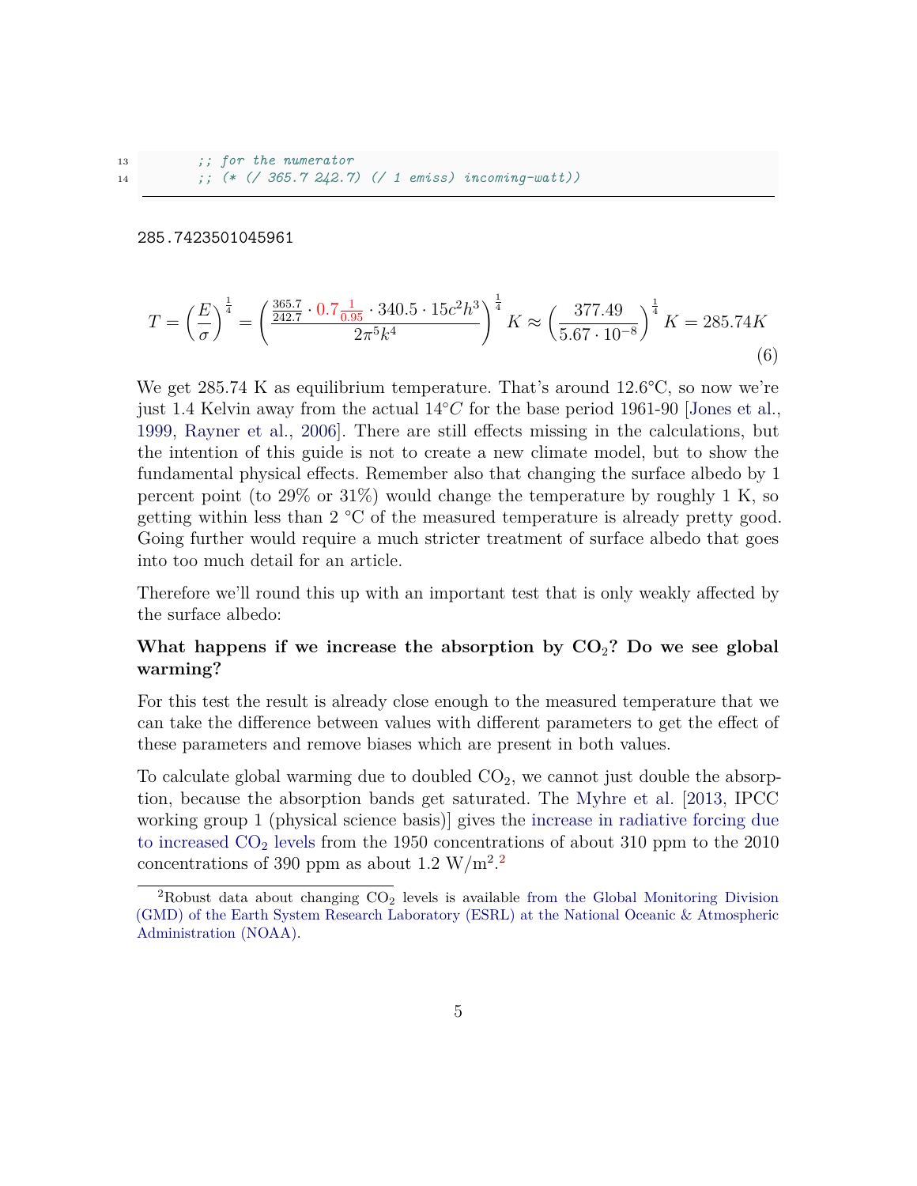```
13        ;; for the numerator
14        ;; (* (/ 365.7 242.7) (/ 1 emiss) incoming-watt))
```

285.7423501045961

$$T = \left(\frac{E}{\sigma}\right)^{\frac{1}{4}} = \left(\frac{\frac{365.7}{242.7} \cdot 0.7\frac{1}{0.95} \cdot 340.5 \cdot 15c^2h^3}{2\pi^5k^4}\right)^{\frac{1}{4}} K \approx \left(\frac{377.49}{5.67 \cdot 10^{-8}}\right)^{\frac{1}{4}} K = 285.74K \tag{6}$$

We get 285.74 K as equilibrium temperature. That's around 12.6°C, so now we're just 1.4 Kelvin away from the actual $14°C$ for the base period 1961-90 [Jones et al., 1999, Rayner et al., 2006]. There are still effects missing in the calculations, but the intention of this guide is not to create a new climate model, but to show the fundamental physical effects. Remember also that changing the surface albedo by 1 percent point (to 29% or 31%) would change the temperature by roughly 1 K, so getting within less than 2 °C of the measured temperature is already pretty good. Going further would require a much stricter treatment of surface albedo that goes into too much detail for an article.

Therefore we'll round this up with an important test that is only weakly affected by the surface albedo:

**What happens if we increase the absorption by $CO_2$? Do we see global warming?**

For this test the result is already close enough to the measured temperature that we can take the difference between values with different parameters to get the effect of these parameters and remove biases which are present in both values.

To calculate global warming due to doubled $CO_2$, we cannot just double the absorption, because the absorption bands get saturated. The Myhre et al. [2013, IPCC working group 1 (physical science basis)] gives the increase in radiative forcing due to increased $CO_2$ levels from the 1950 concentrations of about 310 ppm to the 2010 concentrations of 390 ppm as about 1.2 W/m$^2$.[2]

[2] Robust data about changing $CO_2$ levels is available from the Global Monitoring Division (GMD) of the Earth System Research Laboratory (ESRL) at the National Oceanic & Atmospheric Administration (NOAA).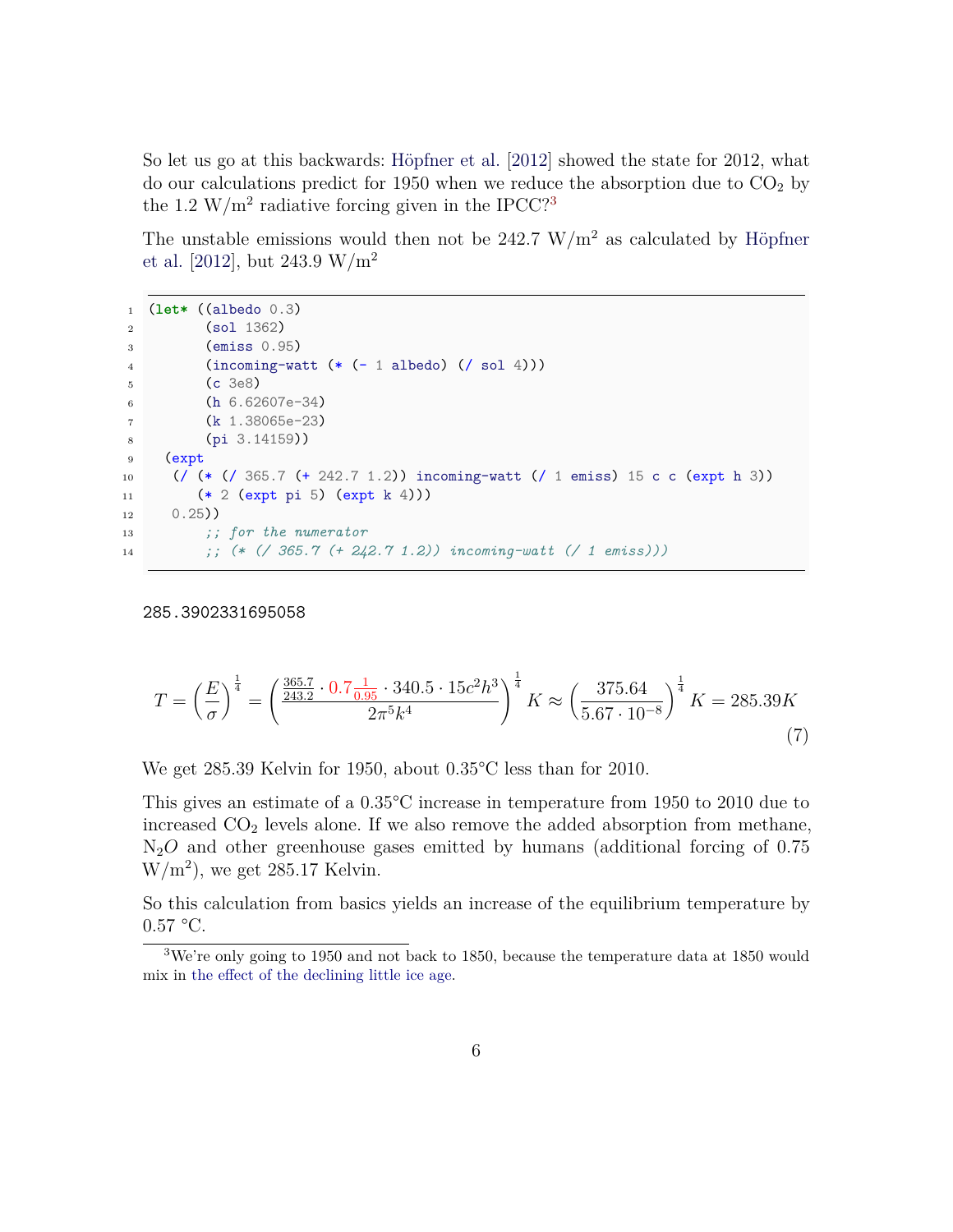So let us go at this backwards: Höpfner et al. [2012] showed the state for 2012, what do our calculations predict for 1950 when we reduce the absorption due to $CO_2$ by the 1.2 W/m$^2$ radiative forcing given in the IPCC?[3]

The unstable emissions would then not be 242.7 W/m$^2$ as calculated by Höpfner et al. [2012], but 243.9 W/m$^2$

```
(let* ((albedo 0.3)
       (sol 1362)
       (emiss 0.95)
       (incoming-watt (* (- 1 albedo) (/ sol 4)))
       (c 3e8)
       (h 6.62607e-34)
       (k 1.38065e-23)
       (pi 3.14159))
  (expt
   (/ (* (/ 365.7 (+ 242.7 1.2)) incoming-watt (/ 1 emiss) 15 c c (expt h 3))
      (* 2 (expt pi 5) (expt k 4)))
   0.25))
       ;; for the numerator
       ;; (* (/ 365.7 (+ 242.7 1.2)) incoming-watt (/ 1 emiss)))
```

285.3902331695058

$$T = \left(\frac{E}{\sigma}\right)^{\frac{1}{4}} = \left(\frac{\frac{365.7}{243.2} \cdot 0.7 \frac{1}{0.95} \cdot 340.5 \cdot 15c^2h^3}{2\pi^5k^4}\right)^{\frac{1}{4}} K \approx \left(\frac{375.64}{5.67 \cdot 10^{-8}}\right)^{\frac{1}{4}} K = 285.39K \tag{7}$$

We get 285.39 Kelvin for 1950, about 0.35°C less than for 2010.

This gives an estimate of a 0.35°C increase in temperature from 1950 to 2010 due to increased $CO_2$ levels alone. If we also remove the added absorption from methane, $N_2O$ and other greenhouse gases emitted by humans (additional forcing of 0.75 W/m$^2$), we get 285.17 Kelvin.

So this calculation from basics yields an increase of the equilibrium temperature by 0.57 °C.

[3] We're only going to 1950 and not back to 1850, because the temperature data at 1850 would mix in the effect of the declining little ice age.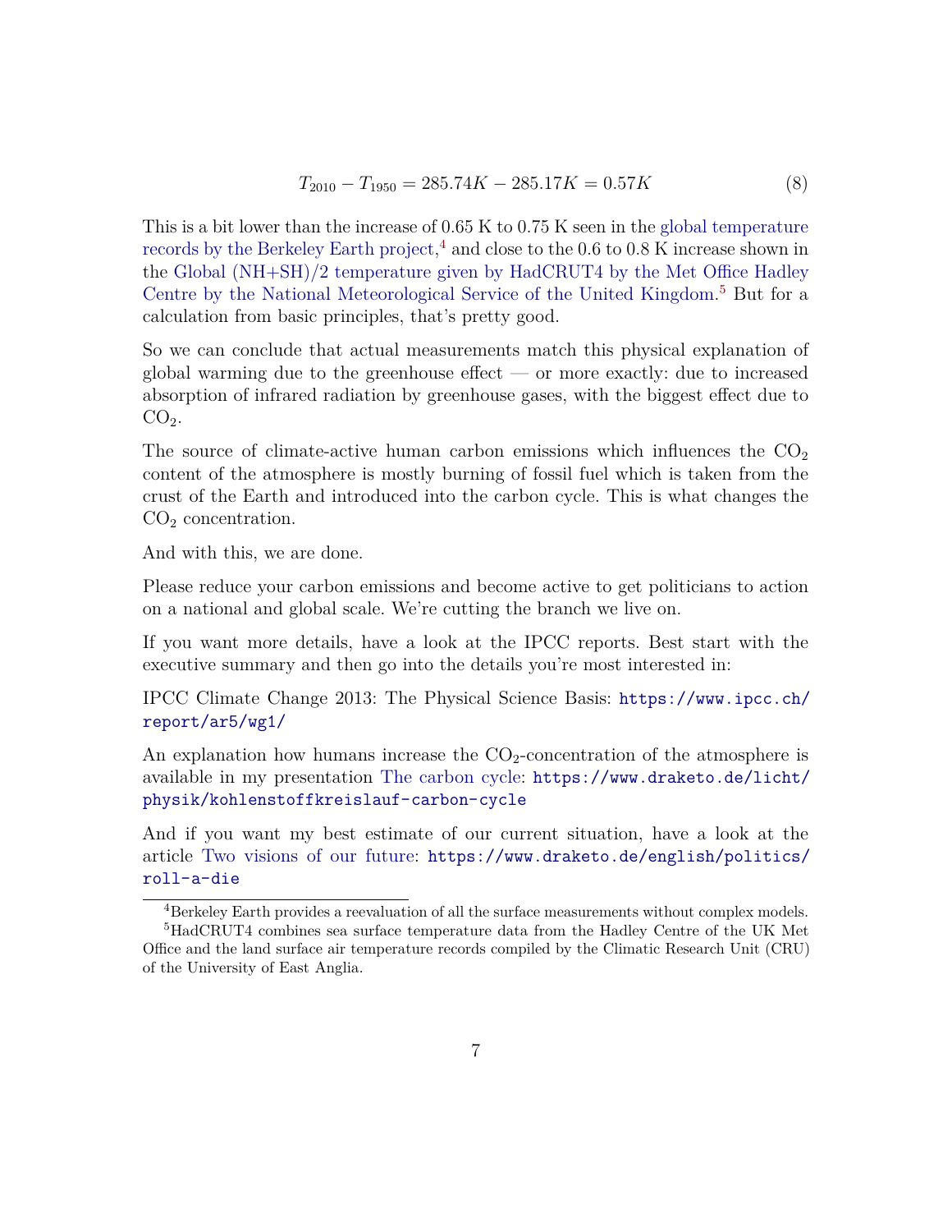$$T_{2010} - T_{1950} = 285.74K - 285.17K = 0.57K \tag{8}$$

This is a bit lower than the increase of 0.65 K to 0.75 K seen in the global temperature records by the Berkeley Earth project,[4] and close to the 0.6 to 0.8 K increase shown in the Global (NH+SH)/2 temperature given by HadCRUT4 by the Met Office Hadley Centre by the National Meteorological Service of the United Kingdom.[5] But for a calculation from basic principles, that's pretty good.

So we can conclude that actual measurements match this physical explanation of global warming due to the greenhouse effect — or more exactly: due to increased absorption of infrared radiation by greenhouse gases, with the biggest effect due to $CO_2$.

The source of climate-active human carbon emissions which influences the $CO_2$ content of the atmosphere is mostly burning of fossil fuel which is taken from the crust of the Earth and introduced into the carbon cycle. This is what changes the $CO_2$ concentration.

And with this, we are done.

Please reduce your carbon emissions and become active to get politicians to action on a national and global scale. We're cutting the branch we live on.

If you want more details, have a look at the IPCC reports. Best start with the executive summary and then go into the details you're most interested in:

IPCC Climate Change 2013: The Physical Science Basis: `https://www.ipcc.ch/report/ar5/wg1/`

An explanation how humans increase the $CO_2$-concentration of the atmosphere is available in my presentation The carbon cycle: `https://www.draketo.de/licht/physik/kohlenstoffkreislauf-carbon-cycle`

And if you want my best estimate of our current situation, have a look at the article Two visions of our future: `https://www.draketo.de/english/politics/roll-a-die`

[4] Berkeley Earth provides a reevaluation of all the surface measurements without complex models.

[5] HadCRUT4 combines sea surface temperature data from the Hadley Centre of the UK Met Office and the land surface air temperature records compiled by the Climatic Research Unit (CRU) of the University of East Anglia.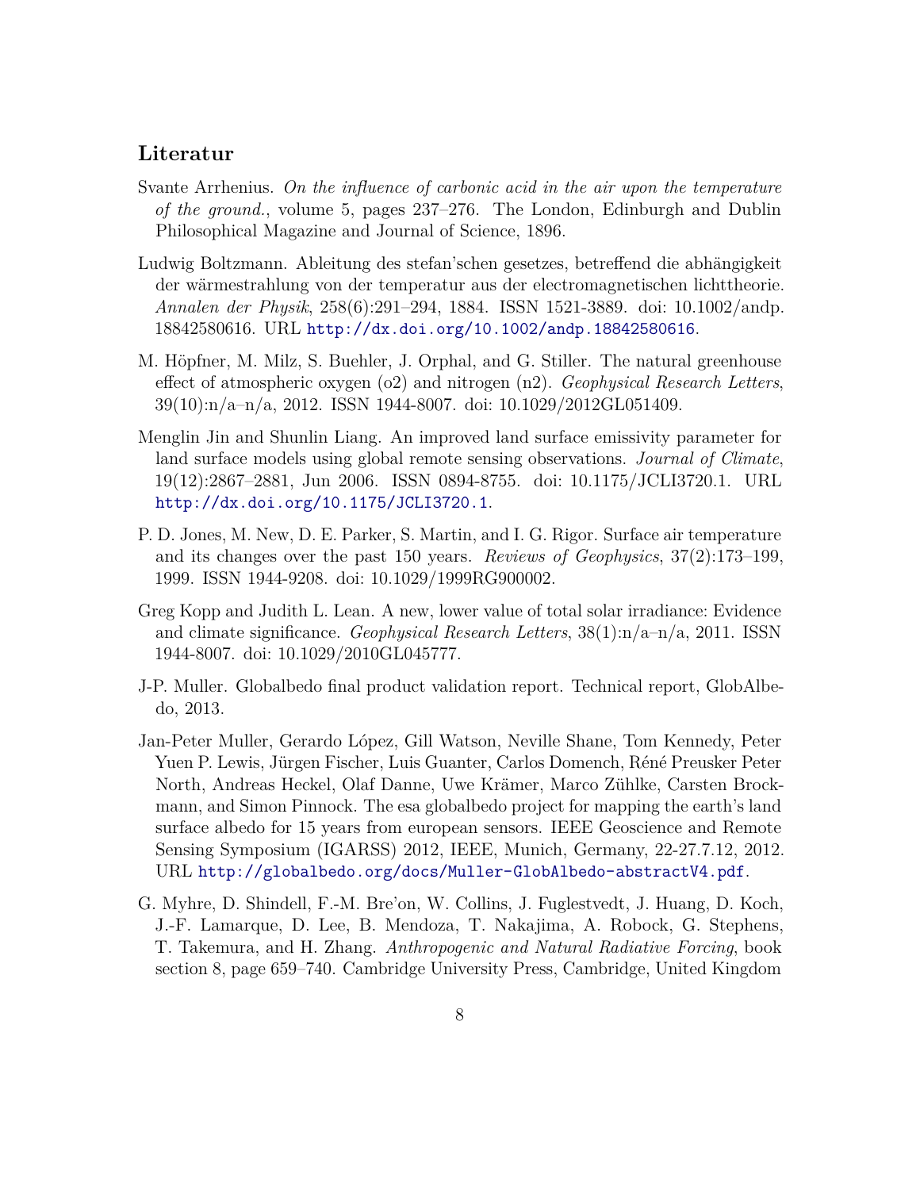## Literatur

Svante Arrhenius. *On the influence of carbonic acid in the air upon the temperature of the ground.*, volume 5, pages 237–276. The London, Edinburgh and Dublin Philosophical Magazine and Journal of Science, 1896.

Ludwig Boltzmann. Ableitung des stefan'schen gesetzes, betreffend die abhängigkeit der wärmestrahlung von der temperatur aus der electromagnetischen lichttheorie. *Annalen der Physik*, 258(6):291–294, 1884. ISSN 1521-3889. doi: 10.1002/andp.18842580616. URL http://dx.doi.org/10.1002/andp.18842580616.

M. Höpfner, M. Milz, S. Buehler, J. Orphal, and G. Stiller. The natural greenhouse effect of atmospheric oxygen (o2) and nitrogen (n2). *Geophysical Research Letters*, 39(10):n/a–n/a, 2012. ISSN 1944-8007. doi: 10.1029/2012GL051409.

Menglin Jin and Shunlin Liang. An improved land surface emissivity parameter for land surface models using global remote sensing observations. *Journal of Climate*, 19(12):2867–2881, Jun 2006. ISSN 0894-8755. doi: 10.1175/JCLI3720.1. URL http://dx.doi.org/10.1175/JCLI3720.1.

P. D. Jones, M. New, D. E. Parker, S. Martin, and I. G. Rigor. Surface air temperature and its changes over the past 150 years. *Reviews of Geophysics*, 37(2):173–199, 1999. ISSN 1944-9208. doi: 10.1029/1999RG900002.

Greg Kopp and Judith L. Lean. A new, lower value of total solar irradiance: Evidence and climate significance. *Geophysical Research Letters*, 38(1):n/a–n/a, 2011. ISSN 1944-8007. doi: 10.1029/2010GL045777.

J-P. Muller. Globalbedo final product validation report. Technical report, GlobAlbedo, 2013.

Jan-Peter Muller, Gerardo López, Gill Watson, Neville Shane, Tom Kennedy, Peter Yuen P. Lewis, Jürgen Fischer, Luis Guanter, Carlos Domench, Réné Preusker Peter North, Andreas Heckel, Olaf Danne, Uwe Krämer, Marco Zühlke, Carsten Brockmann, and Simon Pinnock. The esa globalbedo project for mapping the earth's land surface albedo for 15 years from european sensors. IEEE Geoscience and Remote Sensing Symposium (IGARSS) 2012, IEEE, Munich, Germany, 22-27.7.12, 2012. URL http://globalbedo.org/docs/Muller-GlobAlbedo-abstractV4.pdf.

G. Myhre, D. Shindell, F.-M. Bre'on, W. Collins, J. Fuglestvedt, J. Huang, D. Koch, J.-F. Lamarque, D. Lee, B. Mendoza, T. Nakajima, A. Robock, G. Stephens, T. Takemura, and H. Zhang. *Anthropogenic and Natural Radiative Forcing*, book section 8, page 659–740. Cambridge University Press, Cambridge, United Kingdom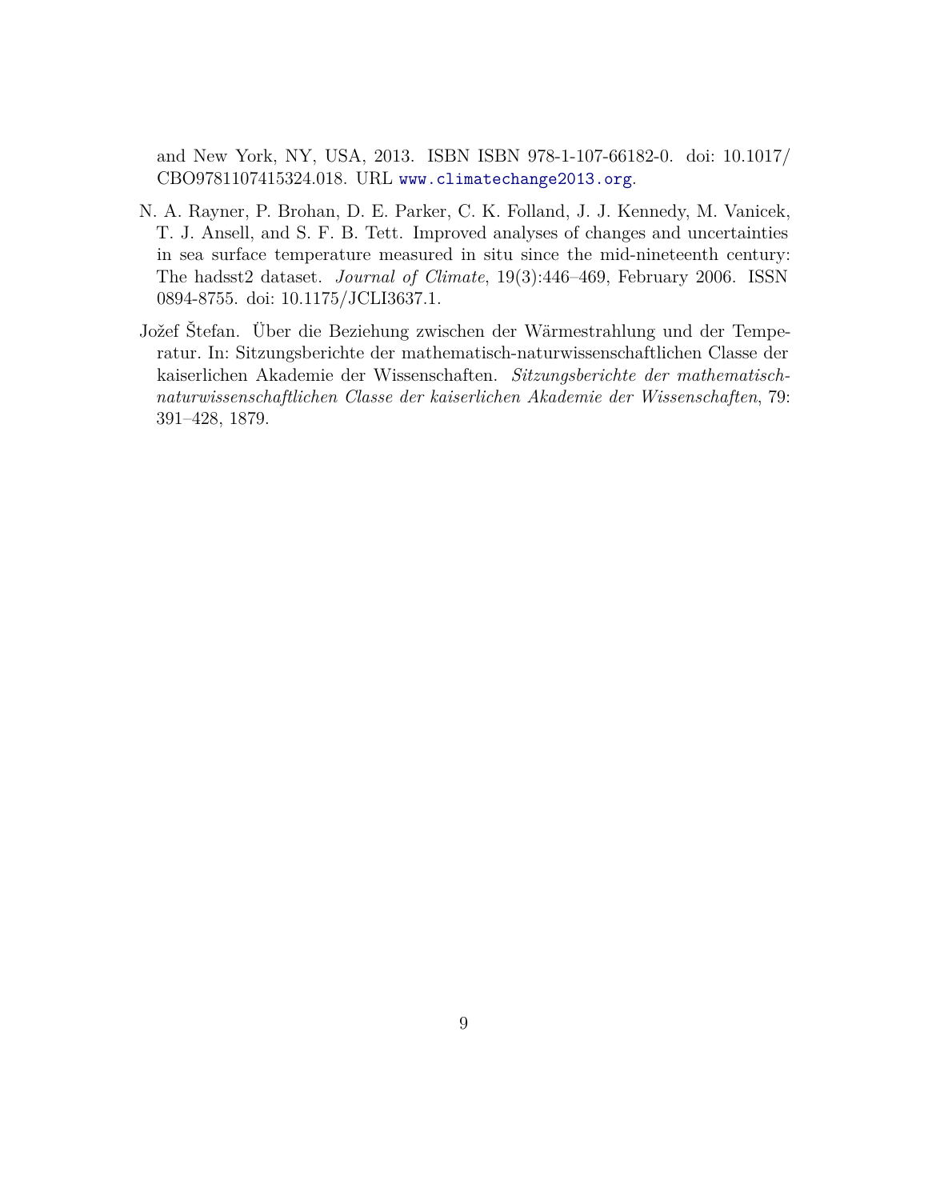and New York, NY, USA, 2013. ISBN ISBN 978-1-107-66182-0. doi: 10.1017/CBO9781107415324.018. URL www.climatechange2013.org.

N. A. Rayner, P. Brohan, D. E. Parker, C. K. Folland, J. J. Kennedy, M. Vanicek, T. J. Ansell, and S. F. B. Tett. Improved analyses of changes and uncertainties in sea surface temperature measured in situ since the mid-nineteenth century: The hadsst2 dataset. *Journal of Climate*, 19(3):446–469, February 2006. ISSN 0894-8755. doi: 10.1175/JCLI3637.1.

Jožef Štefan. Über die Beziehung zwischen der Wärmestrahlung und der Temperatur. In: Sitzungsberichte der mathematisch-naturwissenschaftlichen Classe der kaiserlichen Akademie der Wissenschaften. *Sitzungsberichte der mathematisch-naturwissenschaftlichen Classe der kaiserlichen Akademie der Wissenschaften*, 79: 391–428, 1879.